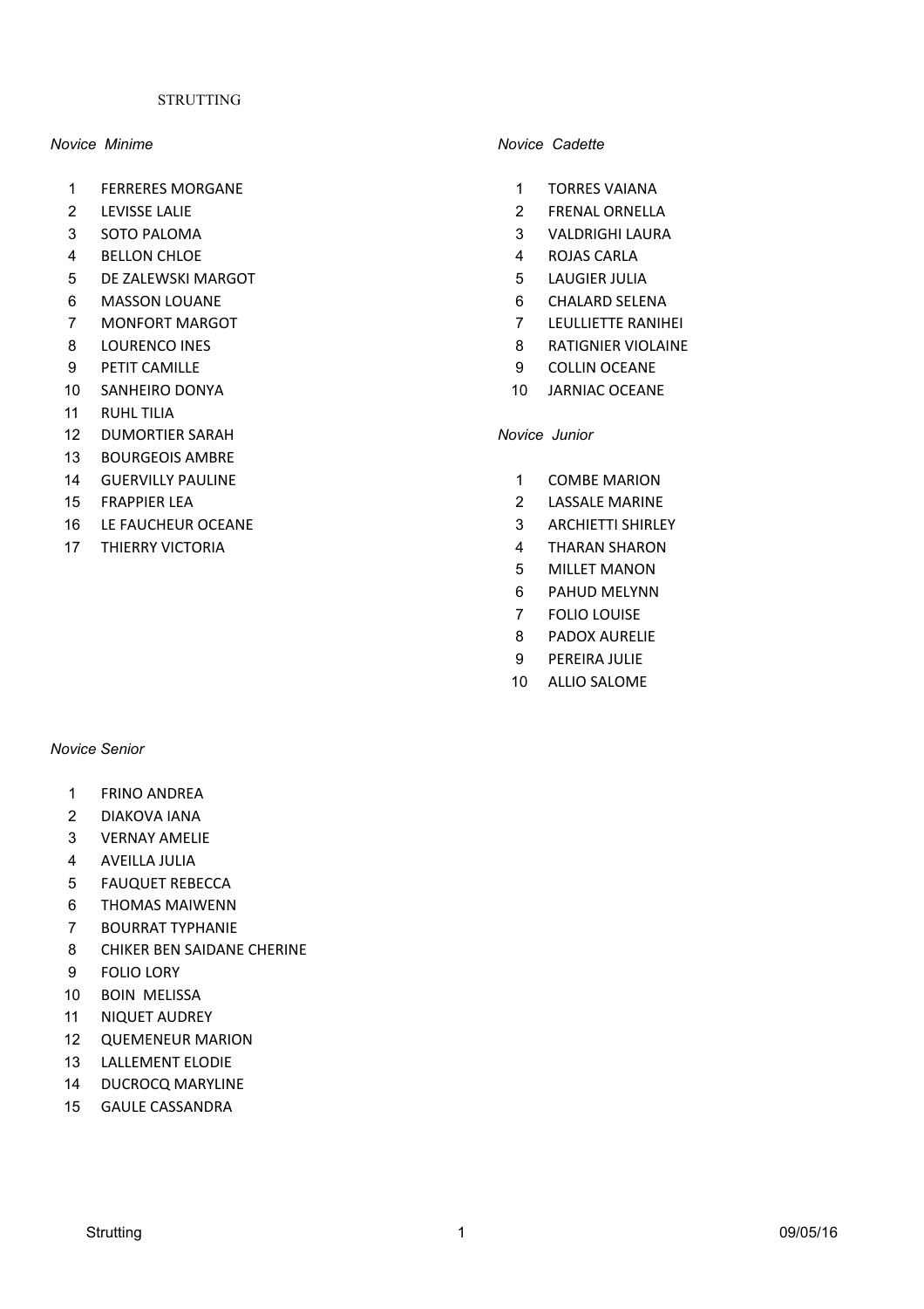# STRUTTING

### *Novice Minime*

1. FERRERES MORGANE
2. LEVISSE LALIE
3. SOTO PALOMA
4. BELLON CHLOE
5. DE ZALEWSKI MARGOT
6. MASSON LOUANE
7. MONFORT MARGOT
8. LOURENCO INES
9. PETIT CAMILLE
10. SANHEIRO DONYA
11. RUHL TILIA
12. DUMORTIER SARAH
13. BOURGEOIS AMBRE
14. GUERVILLY PAULINE
15. FRAPPIER LEA
16. LE FAUCHEUR OCEANE
17. THIERRY VICTORIA

### *Novice Cadette*

1. TORRES VAIANA
2. FRENAL ORNELLA
3. VALDRIGHI LAURA
4. ROJAS CARLA
5. LAUGIER JULIA
6. CHALARD SELENA
7. LEULLIETTE RANIHEI
8. RATIGNIER VIOLAINE
9. COLLIN OCEANE
10. JARNIAC OCEANE

### *Novice Junior*

1. COMBE MARION
2. LASSALE MARINE
3. ARCHIETTI SHIRLEY
4. THARAN SHARON
5. MILLET MANON
6. PAHUD MELYNN
7. FOLIO LOUISE
8. PADOX AURELIE
9. PEREIRA JULIE
10. ALLIO SALOME

### *Novice Senior*

1. FRINO ANDREA
2. DIAKOVA IANA
3. VERNAY AMELIE
4. AVEILLA JULIA
5. FAUQUET REBECCA
6. THOMAS MAIWENN
7. BOURRAT TYPHANIE
8. CHIKER BEN SAIDANE CHERINE
9. FOLIO LORY
10. BOIN MELISSA
11. NIQUET AUDREY
12. QUEMENEUR MARION
13. LALLEMENT ELODIE
14. DUCROCQ MARYLINE
15. GAULE CASSANDRA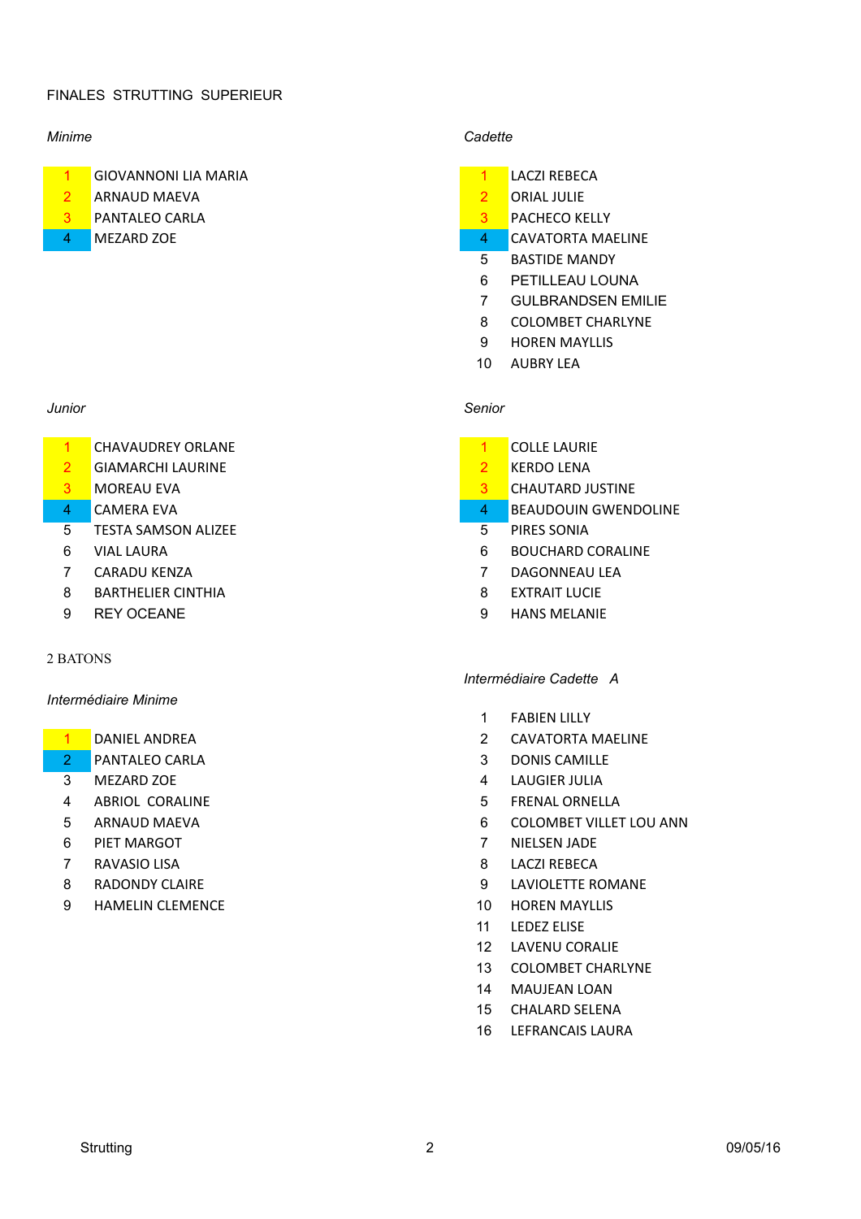# FINALES STRUTTING SUPERIEUR

*Minime*

| | |
|---|---|
| 1 | GIOVANNONI LIA MARIA |
| 2 | ARNAUD MAEVA |
| 3 | PANTALEO CARLA |
| 4 | MEZARD ZOE |

*Cadette*

| | |
|---|---|
| 1 | LACZI REBECA |
| 2 | ORIAL JULIE |
| 3 | PACHECO KELLY |
| 4 | CAVATORTA MAELINE |
| 5 | BASTIDE MANDY |
| 6 | PETILLEAU LOUNA |
| 7 | GULBRANDSEN EMILIE |
| 8 | COLOMBET CHARLYNE |
| 9 | HOREN MAYLLIS |
| 10 | AUBRY LEA |

*Junior*

| | |
|---|---|
| 1 | CHAVAUDREY ORLANE |
| 2 | GIAMARCHI LAURINE |
| 3 | MOREAU EVA |
| 4 | CAMERA EVA |
| 5 | TESTA SAMSON ALIZEE |
| 6 | VIAL LAURA |
| 7 | CARADU KENZA |
| 8 | BARTHELIER CINTHIA |
| 9 | REY OCEANE |

*Senior*

| | |
|---|---|
| 1 | COLLE LAURIE |
| 2 | KERDO LENA |
| 3 | CHAUTARD JUSTINE |
| 4 | BEAUDOUIN GWENDOLINE |
| 5 | PIRES SONIA |
| 6 | BOUCHARD CORALINE |
| 7 | DAGONNEAU LEA |
| 8 | EXTRAIT LUCIE |
| 9 | HANS MELANIE |

## 2 BATONS

*Intermédiaire Minime*

| | |
|---|---|
| 1 | DANIEL ANDREA |
| 2 | PANTALEO CARLA |
| 3 | MEZARD ZOE |
| 4 | ABRIOL CORALINE |
| 5 | ARNAUD MAEVA |
| 6 | PIET MARGOT |
| 7 | RAVASIO LISA |
| 8 | RADONDY CLAIRE |
| 9 | HAMELIN CLEMENCE |

*Intermédiaire Cadette A*

| | |
|---|---|
| 1 | FABIEN LILLY |
| 2 | CAVATORTA MAELINE |
| 3 | DONIS CAMILLE |
| 4 | LAUGIER JULIA |
| 5 | FRENAL ORNELLA |
| 6 | COLOMBET VILLET LOU ANN |
| 7 | NIELSEN JADE |
| 8 | LACZI REBECA |
| 9 | LAVIOLETTE ROMANE |
| 10 | HOREN MAYLLIS |
| 11 | LEDEZ ELISE |
| 12 | LAVENU CORALIE |
| 13 | COLOMBET CHARLYNE |
| 14 | MAUJEAN LOAN |
| 15 | CHALARD SELENA |
| 16 | LEFRANCAIS LAURA |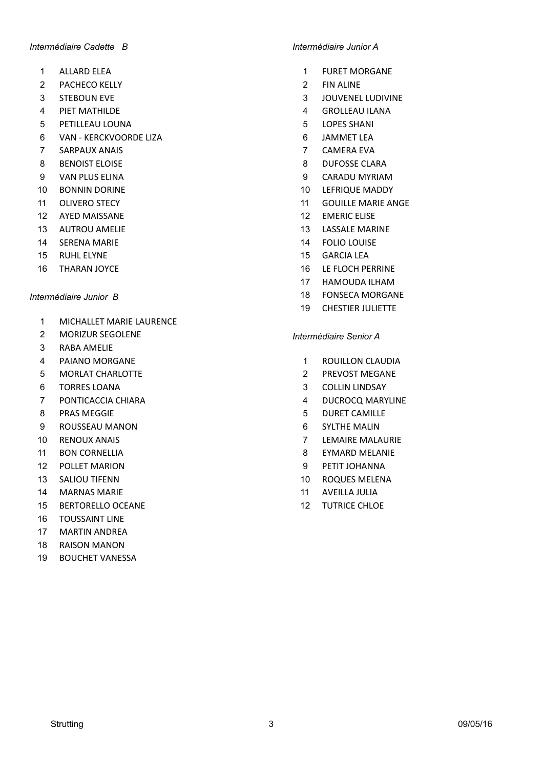*Intermédiaire Cadette B*

1. ALLARD ELEA
2. PACHECO KELLY
3. STEBOUN EVE
4. PIET MATHILDE
5. PETILLEAU LOUNA
6. VAN - KERCKVOORDE LIZA
7. SARPAUX ANAIS
8. BENOIST ELOISE
9. VAN PLUS ELINA
10. BONNIN DORINE
11. OLIVERO STECY
12. AYED MAISSANE
13. AUTROU AMELIE
14. SERENA MARIE
15. RUHL ELYNE
16. THARAN JOYCE

*Intermédiaire Junior B*

1. MICHALLET MARIE LAURENCE
2. MORIZUR SEGOLENE
3. RABA AMELIE
4. PAIANO MORGANE
5. MORLAT CHARLOTTE
6. TORRES LOANA
7. PONTICACCIA CHIARA
8. PRAS MEGGIE
9. ROUSSEAU MANON
10. RENOUX ANAIS
11. BON CORNELLIA
12. POLLET MARION
13. SALIOU TIFENN
14. MARNAS MARIE
15. BERTORELLO OCEANE
16. TOUSSAINT LINE
17. MARTIN ANDREA
18. RAISON MANON
19. BOUCHET VANESSA

*Intermédiaire Junior A*

1. FURET MORGANE
2. FIN ALINE
3. JOUVENEL LUDIVINE
4. GROLLEAU ILANA
5. LOPES SHANI
6. JAMMET LEA
7. CAMERA EVA
8. DUFOSSE CLARA
9. CARADU MYRIAM
10. LEFRIQUE MADDY
11. GOUILLE MARIE ANGE
12. EMERIC ELISE
13. LASSALE MARINE
14. FOLIO LOUISE
15. GARCIA LEA
16. LE FLOCH PERRINE
17. HAMOUDA ILHAM
18. FONSECA MORGANE
19. CHESTIER JULIETTE

*Intermédiaire Senior A*

1. ROUILLON CLAUDIA
2. PREVOST MEGANE
3. COLLIN LINDSAY
4. DUCROCQ MARYLINE
5. DURET CAMILLE
6. SYLTHE MALIN
7. LEMAIRE MALAURIE
8. EYMARD MELANIE
9. PETIT JOHANNA
10. ROQUES MELENA
11. AVEILLA JULIA
12. TUTRICE CHLOE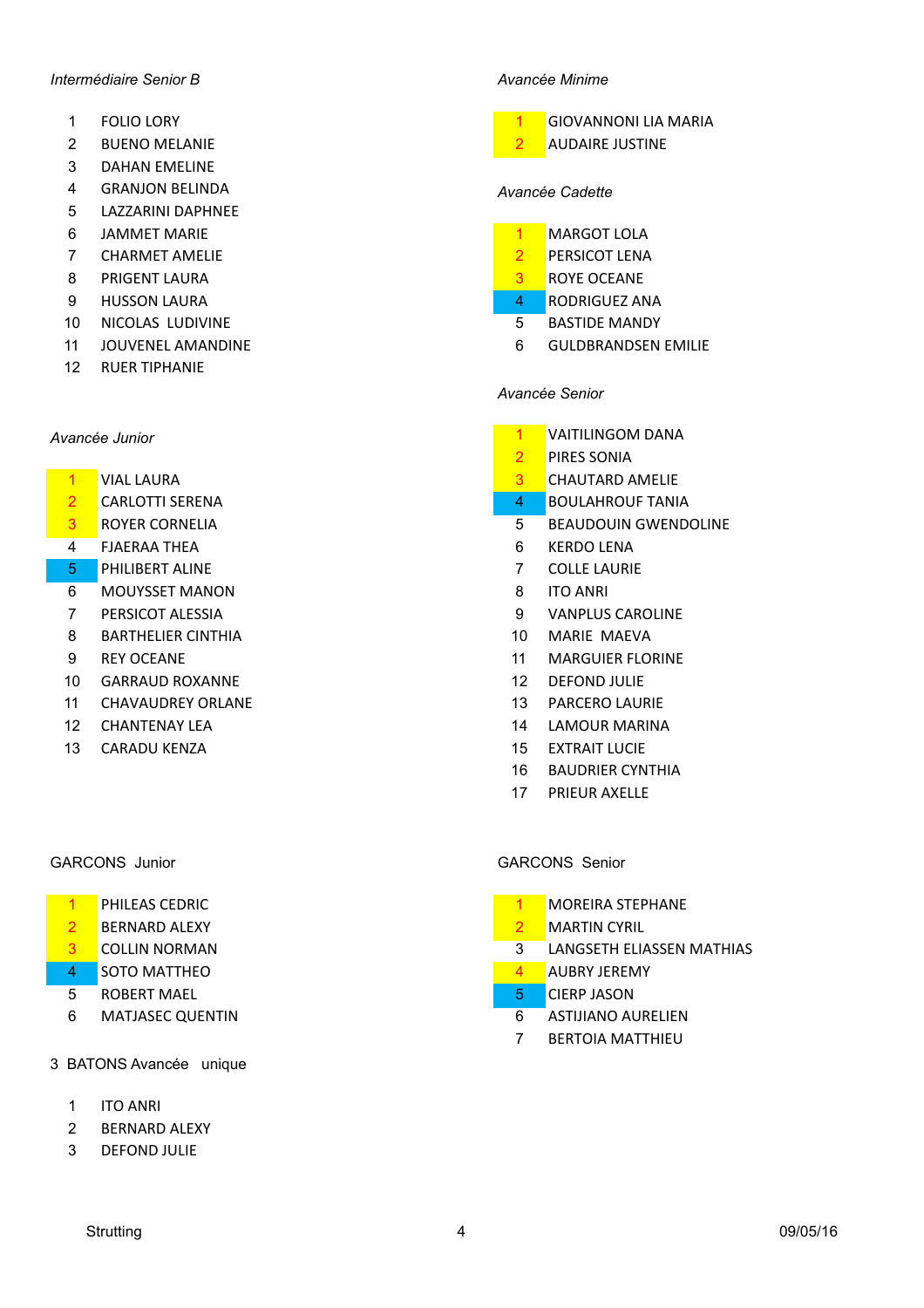*Intermédiaire Senior B*

1. FOLIO LORY
2. BUENO MELANIE
3. DAHAN EMELINE
4. GRANJON BELINDA
5. LAZZARINI DAPHNEE
6. JAMMET MARIE
7. CHARMET AMELIE
8. PRIGENT LAURA
9. HUSSON LAURA
10. NICOLAS LUDIVINE
11. JOUVENEL AMANDINE
12. RUER TIPHANIE

*Avancée Junior*

1. VIAL LAURA
2. CARLOTTI SERENA
3. ROYER CORNELIA
4. FJAERAA THEA
5. PHILIBERT ALINE
6. MOUYSSET MANON
7. PERSICOT ALESSIA
8. BARTHELIER CINTHIA
9. REY OCEANE
10. GARRAUD ROXANNE
11. CHAVAUDREY ORLANE
12. CHANTENAY LEA
13. CARADU KENZA

GARCONS Junior

1. PHILEAS CEDRIC
2. BERNARD ALEXY
3. COLLIN NORMAN
4. SOTO MATTHEO
5. ROBERT MAEL
6. MATJASEC QUENTIN

3 BATONS Avancée unique

1. ITO ANRI
2. BERNARD ALEXY
3. DEFOND JULIE

*Avancée Minime*

1. GIOVANNONI LIA MARIA
2. AUDAIRE JUSTINE

*Avancée Cadette*

1. MARGOT LOLA
2. PERSICOT LENA
3. ROYE OCEANE
4. RODRIGUEZ ANA
5. BASTIDE MANDY
6. GULDBRANDSEN EMILIE

*Avancée Senior*

1. VAITILINGOM DANA
2. PIRES SONIA
3. CHAUTARD AMELIE
4. BOULAHROUF TANIA
5. BEAUDOUIN GWENDOLINE
6. KERDO LENA
7. COLLE LAURIE
8. ITO ANRI
9. VANPLUS CAROLINE
10. MARIE MAEVA
11. MARGUIER FLORINE
12. DEFOND JULIE
13. PARCERO LAURIE
14. LAMOUR MARINA
15. EXTRAIT LUCIE
16. BAUDRIER CYNTHIA
17. PRIEUR AXELLE

GARCONS Senior

1. MOREIRA STEPHANE
2. MARTIN CYRIL
3. LANGSETH ELIASSEN MATHIAS
4. AUBRY JEREMY
5. CIERP JASON
6. ASTIJIANO AURELIEN
7. BERTOIA MATTHIEU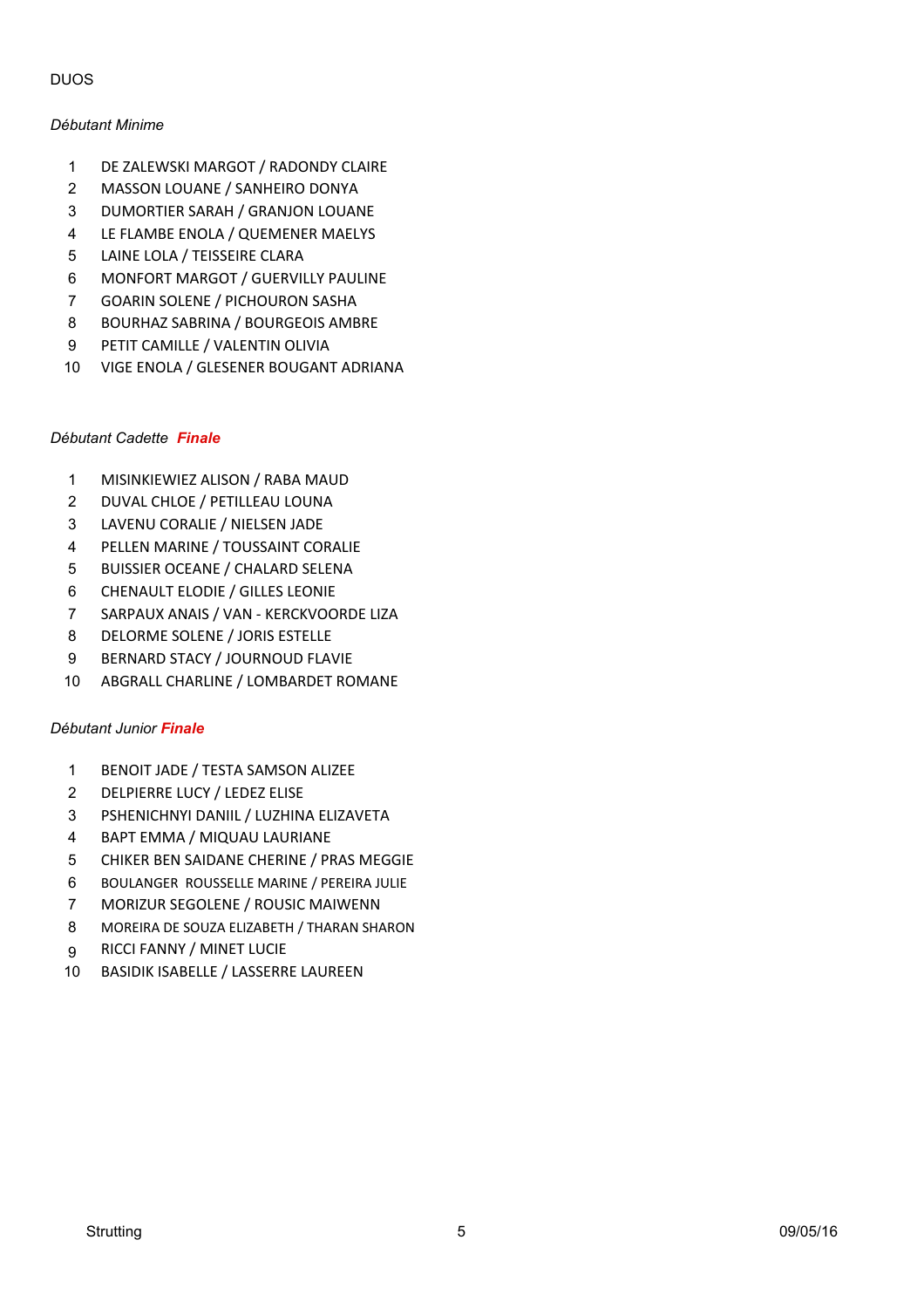DUOS

*Débutant Minime*

1. DE ZALEWSKI MARGOT / RADONDY CLAIRE
2. MASSON LOUANE / SANHEIRO DONYA
3. DUMORTIER SARAH / GRANJON LOUANE
4. LE FLAMBE ENOLA / QUEMENER MAELYS
5. LAINE LOLA / TEISSEIRE CLARA
6. MONFORT MARGOT / GUERVILLY PAULINE
7. GOARIN SOLENE / PICHOURON SASHA
8. BOURHAZ SABRINA / BOURGEOIS AMBRE
9. PETIT CAMILLE / VALENTIN OLIVIA
10. VIGE ENOLA / GLESENER BOUGANT ADRIANA

*Débutant Cadette* ***Finale***

1. MISINKIEWIEZ ALISON / RABA MAUD
2. DUVAL CHLOE / PETILLEAU LOUNA
3. LAVENU CORALIE / NIELSEN JADE
4. PELLEN MARINE / TOUSSAINT CORALIE
5. BUISSIER OCEANE / CHALARD SELENA
6. CHENAULT ELODIE / GILLES LEONIE
7. SARPAUX ANAIS / VAN - KERCKVOORDE LIZA
8. DELORME SOLENE / JORIS ESTELLE
9. BERNARD STACY / JOURNOUD FLAVIE
10. ABGRALL CHARLINE / LOMBARDET ROMANE

*Débutant Junior* ***Finale***

1. BENOIT JADE / TESTA SAMSON ALIZEE
2. DELPIERRE LUCY / LEDEZ ELISE
3. PSHENICHNYI DANIIL / LUZHINA ELIZAVETA
4. BAPT EMMA / MIQUAU LAURIANE
5. CHIKER BEN SAIDANE CHERINE / PRAS MEGGIE
6. BOULANGER ROUSSELLE MARINE / PEREIRA JULIE
7. MORIZUR SEGOLENE / ROUSIC MAIWENN
8. MOREIRA DE SOUZA ELIZABETH / THARAN SHARON
9. RICCI FANNY / MINET LUCIE
10. BASIDIK ISABELLE / LASSERRE LAUREEN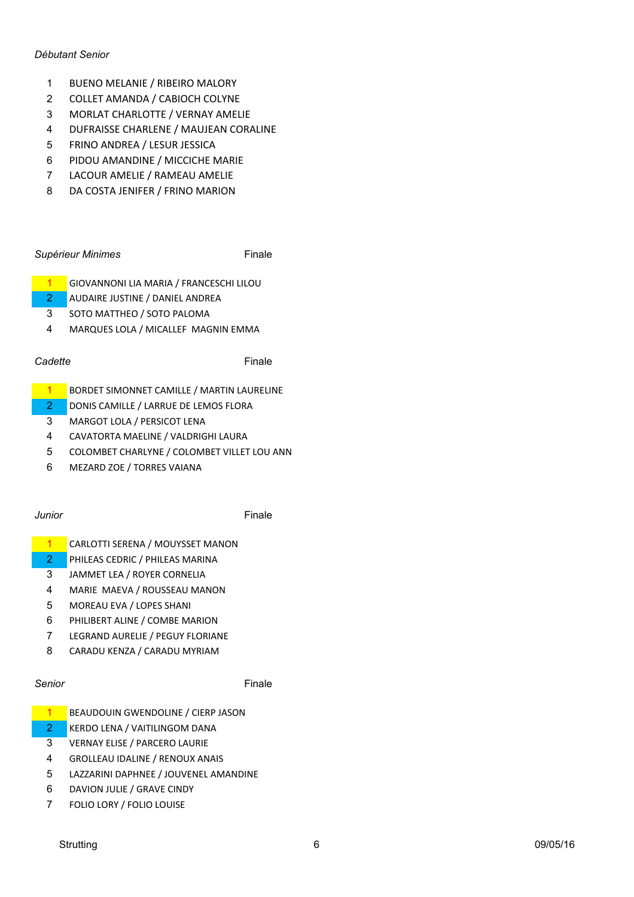*Débutant Senior*

1. BUENO MELANIE / RIBEIRO MALORY
2. COLLET AMANDA / CABIOCH COLYNE
3. MORLAT CHARLOTTE / VERNAY AMELIE
4. DUFRAISSE CHARLENE / MAUJEAN CORALINE
5. FRINO ANDREA / LESUR JESSICA
6. PIDOU AMANDINE / MICCICHE MARIE
7. LACOUR AMELIE / RAMEAU AMELIE
8. DA COSTA JENIFER / FRINO MARION

*Supérieur Minimes* — Finale

1. GIOVANNONI LIA MARIA / FRANCESCHI LILOU
2. AUDAIRE JUSTINE / DANIEL ANDREA
3. SOTO MATTHEO / SOTO PALOMA
4. MARQUES LOLA / MICALLEF MAGNIN EMMA

*Cadette* — Finale

1. BORDET SIMONNET CAMILLE / MARTIN LAURELINE
2. DONIS CAMILLE / LARRUE DE LEMOS FLORA
3. MARGOT LOLA / PERSICOT LENA
4. CAVATORTA MAELINE / VALDRIGHI LAURA
5. COLOMBET CHARLYNE / COLOMBET VILLET LOU ANN
6. MEZARD ZOE / TORRES VAIANA

*Junior* — Finale

1. CARLOTTI SERENA / MOUYSSET MANON
2. PHILEAS CEDRIC / PHILEAS MARINA
3. JAMMET LEA / ROYER CORNELIA
4. MARIE MAEVA / ROUSSEAU MANON
5. MOREAU EVA / LOPES SHANI
6. PHILIBERT ALINE / COMBE MARION
7. LEGRAND AURELIE / PEGUY FLORIANE
8. CARADU KENZA / CARADU MYRIAM

*Senior* — Finale

1. BEAUDOUIN GWENDOLINE / CIERP JASON
2. KERDO LENA / VAITILINGOM DANA
3. VERNAY ELISE / PARCERO LAURIE
4. GROLLEAU IDALINE / RENOUX ANAIS
5. LAZZARINI DAPHNEE / JOUVENEL AMANDINE
6. DAVION JULIE / GRAVE CINDY
7. FOLIO LORY / FOLIO LOUISE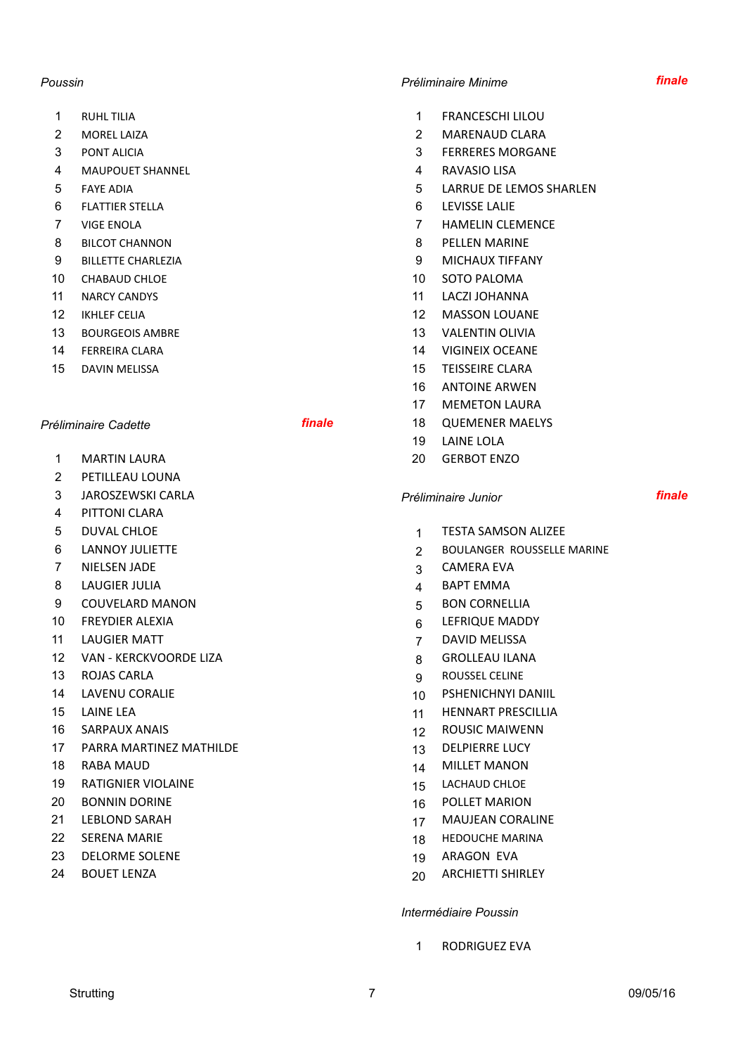*Poussin*

1. RUHL TILIA
2. MOREL LAIZA
3. PONT ALICIA
4. MAUPOUET SHANNEL
5. FAYE ADIA
6. FLATTIER STELLA
7. VIGE ENOLA
8. BILCOT CHANNON
9. BILLETTE CHARLEZIA
10. CHABAUD CHLOE
11. NARCY CANDYS
12. IKHLEF CELIA
13. BOURGEOIS AMBRE
14. FERREIRA CLARA
15. DAVIN MELISSA

*Préliminaire Cadette* ***finale***

1. MARTIN LAURA
2. PETILLEAU LOUNA
3. JAROSZEWSKI CARLA
4. PITTONI CLARA
5. DUVAL CHLOE
6. LANNOY JULIETTE
7. NIELSEN JADE
8. LAUGIER JULIA
9. COUVELARD MANON
10. FREYDIER ALEXIA
11. LAUGIER MATT
12. VAN - KERCKVOORDE LIZA
13. ROJAS CARLA
14. LAVENU CORALIE
15. LAINE LEA
16. SARPAUX ANAIS
17. PARRA MARTINEZ MATHILDE
18. RABA MAUD
19. RATIGNIER VIOLAINE
20. BONNIN DORINE
21. LEBLOND SARAH
22. SERENA MARIE
23. DELORME SOLENE
24. BOUET LENZA

*Préliminaire Minime* ***finale***

1. FRANCESCHI LILOU
2. MARENAUD CLARA
3. FERRERES MORGANE
4. RAVASIO LISA
5. LARRUE DE LEMOS SHARLEN
6. LEVISSE LALIE
7. HAMELIN CLEMENCE
8. PELLEN MARINE
9. MICHAUX TIFFANY
10. SOTO PALOMA
11. LACZI JOHANNA
12. MASSON LOUANE
13. VALENTIN OLIVIA
14. VIGINEIX OCEANE
15. TEISSEIRE CLARA
16. ANTOINE ARWEN
17. MEMETON LAURA
18. QUEMENER MAELYS
19. LAINE LOLA
20. GERBOT ENZO

*Préliminaire Junior* ***finale***

1. TESTA SAMSON ALIZEE
2. BOULANGER ROUSSELLE MARINE
3. CAMERA EVA
4. BAPT EMMA
5. BON CORNELLIA
6. LEFRIQUE MADDY
7. DAVID MELISSA
8. GROLLEAU ILANA
9. ROUSSEL CELINE
10. PSHENICHNYI DANIIL
11. HENNART PRESCILLIA
12. ROUSIC MAIWENN
13. DELPIERRE LUCY
14. MILLET MANON
15. LACHAUD CHLOE
16. POLLET MARION
17. MAUJEAN CORALINE
18. HEDOUCHE MARINA
19. ARAGON EVA
20. ARCHIETTI SHIRLEY

*Intermédiaire Poussin*

1. RODRIGUEZ EVA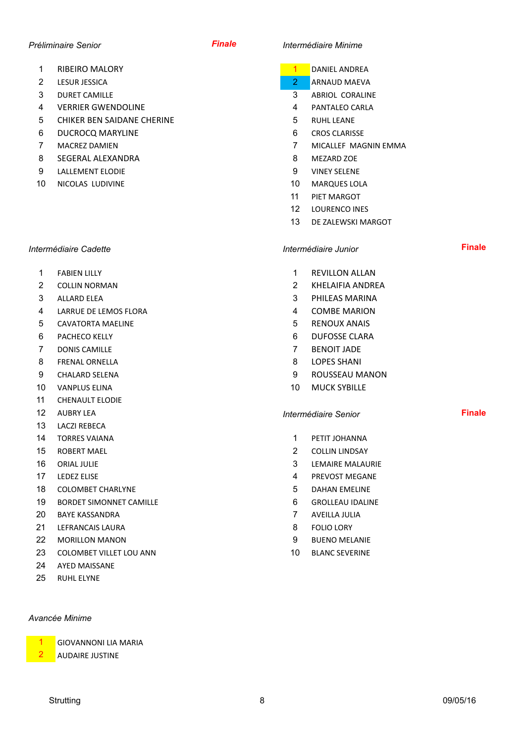### *Préliminaire Senior*

**Finale**

1. RIBEIRO MALORY
2. LESUR JESSICA
3. DURET CAMILLE
4. VERRIER GWENDOLINE
5. CHIKER BEN SAIDANE CHERINE
6. DUCROCQ MARYLINE
7. MACREZ DAMIEN
8. SEGERAL ALEXANDRA
9. LALLEMENT ELODIE
10. NICOLAS LUDIVINE

### *Intermédiaire Minime*

1. DANIEL ANDREA
2. ARNAUD MAEVA
3. ABRIOL CORALINE
4. PANTALEO CARLA
5. RUHL LEANE
6. CROS CLARISSE
7. MICALLEF MAGNIN EMMA
8. MEZARD ZOE
9. VINEY SELENE
10. MARQUES LOLA
11. PIET MARGOT
12. LOURENCO INES
13. DE ZALEWSKI MARGOT

### *Intermédiaire Cadette*

1. FABIEN LILLY
2. COLLIN NORMAN
3. ALLARD ELEA
4. LARRUE DE LEMOS FLORA
5. CAVATORTA MAELINE
6. PACHECO KELLY
7. DONIS CAMILLE
8. FRENAL ORNELLA
9. CHALARD SELENA
10. VANPLUS ELINA
11. CHENAULT ELODIE
12. AUBRY LEA
13. LACZI REBECA
14. TORRES VAIANA
15. ROBERT MAEL
16. ORIAL JULIE
17. LEDEZ ELISE
18. COLOMBET CHARLYNE
19. BORDET SIMONNET CAMILLE
20. BAYE KASSANDRA
21. LEFRANCAIS LAURA
22. MORILLON MANON
23. COLOMBET VILLET LOU ANN
24. AYED MAISSANE
25. RUHL ELYNE

### *Intermédiaire Junior*

**Finale**

1. REVILLON ALLAN
2. KHELAIFIA ANDREA
3. PHILEAS MARINA
4. COMBE MARION
5. RENOUX ANAIS
6. DUFOSSE CLARA
7. BENOIT JADE
8. LOPES SHANI
9. ROUSSEAU MANON
10. MUCK SYBILLE

### *Intermédiaire Senior*

**Finale**

1. PETIT JOHANNA
2. COLLIN LINDSAY
3. LEMAIRE MALAURIE
4. PREVOST MEGANE
5. DAHAN EMELINE
6. GROLLEAU IDALINE
7. AVEILLA JULIA
8. FOLIO LORY
9. BUENO MELANIE
10. BLANC SEVERINE

### *Avancée Minime*

1. GIOVANNONI LIA MARIA
2. AUDAIRE JUSTINE

Strutting 09/05/16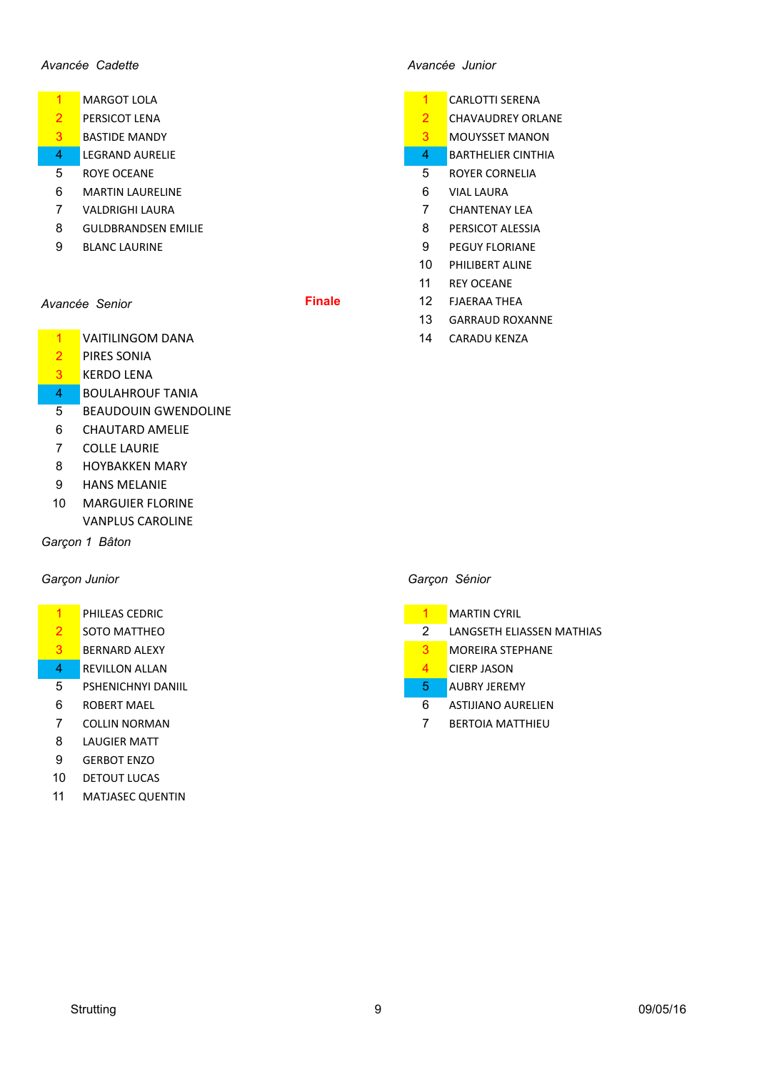*Avancée Cadette*

| | |
|---|---|
| 1 | MARGOT LOLA |
| 2 | PERSICOT LENA |
| 3 | BASTIDE MANDY |
| 4 | LEGRAND AURELIE |
| 5 | ROYE OCEANE |
| 6 | MARTIN LAURELINE |
| 7 | VALDRIGHI LAURA |
| 8 | GULDBRANDSEN EMILIE |
| 9 | BLANC LAURINE |

*Avancée Junior*

| | |
|---|---|
| 1 | CARLOTTI SERENA |
| 2 | CHAVAUDREY ORLANE |
| 3 | MOUYSSET MANON |
| 4 | BARTHELIER CINTHIA |
| 5 | ROYER CORNELIA |
| 6 | VIAL LAURA |
| 7 | CHANTENAY LEA |
| 8 | PERSICOT ALESSIA |
| 9 | PEGUY FLORIANE |
| 10 | PHILIBERT ALINE |
| 11 | REY OCEANE |
| 12 | FJAERAA THEA |
| 13 | GARRAUD ROXANNE |
| 14 | CARADU KENZA |

*Avancée Senior*

**Finale**

| | |
|---|---|
| 1 | VAITILINGOM DANA |
| 2 | PIRES SONIA |
| 3 | KERDO LENA |
| 4 | BOULAHROUF TANIA |
| 5 | BEAUDOUIN GWENDOLINE |
| 6 | CHAUTARD AMELIE |
| 7 | COLLE LAURIE |
| 8 | HOYBAKKEN MARY |
| 9 | HANS MELANIE |
| 10 | MARGUIER FLORINE |
| | VANPLUS CAROLINE |

*Garçon 1 Bâton*

*Garçon Junior*

| | |
|---|---|
| 1 | PHILEAS CEDRIC |
| 2 | SOTO MATTHEO |
| 3 | BERNARD ALEXY |
| 4 | REVILLON ALLAN |
| 5 | PSHENICHNYI DANIIL |
| 6 | ROBERT MAEL |
| 7 | COLLIN NORMAN |
| 8 | LAUGIER MATT |
| 9 | GERBOT ENZO |
| 10 | DETOUT LUCAS |
| 11 | MATJASEC QUENTIN |

*Garçon Sénior*

| | |
|---|---|
| 1 | MARTIN CYRIL |
| 2 | LANGSETH ELIASSEN MATHIAS |
| 3 | MOREIRA STEPHANE |
| 4 | CIERP JASON |
| 5 | AUBRY JEREMY |
| 6 | ASTIJIANO AURELIEN |
| 7 | BERTOIA MATTHIEU |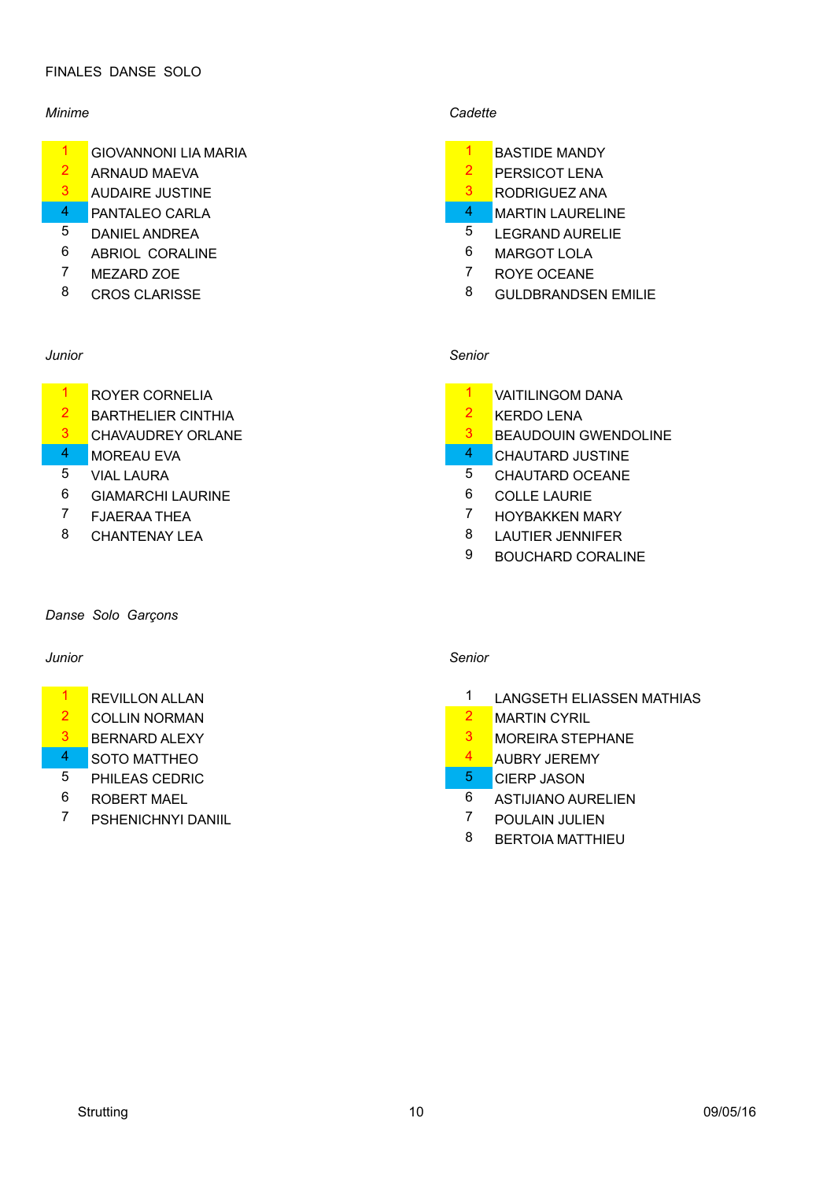# FINALES DANSE SOLO

*Minime*

| | |
|---|---|
| 1 | GIOVANNONI LIA MARIA |
| 2 | ARNAUD MAEVA |
| 3 | AUDAIRE JUSTINE |
| 4 | PANTALEO CARLA |
| 5 | DANIEL ANDREA |
| 6 | ABRIOL CORALINE |
| 7 | MEZARD ZOE |
| 8 | CROS CLARISSE |

*Cadette*

| | |
|---|---|
| 1 | BASTIDE MANDY |
| 2 | PERSICOT LENA |
| 3 | RODRIGUEZ ANA |
| 4 | MARTIN LAURELINE |
| 5 | LEGRAND AURELIE |
| 6 | MARGOT LOLA |
| 7 | ROYE OCEANE |
| 8 | GULDBRANDSEN EMILIE |

*Junior*

| | |
|---|---|
| 1 | ROYER CORNELIA |
| 2 | BARTHELIER CINTHIA |
| 3 | CHAVAUDREY ORLANE |
| 4 | MOREAU EVA |
| 5 | VIAL LAURA |
| 6 | GIAMARCHI LAURINE |
| 7 | FJAERAA THEA |
| 8 | CHANTENAY LEA |

*Senior*

| | |
|---|---|
| 1 | VAITILINGOM DANA |
| 2 | KERDO LENA |
| 3 | BEAUDOUIN GWENDOLINE |
| 4 | CHAUTARD JUSTINE |
| 5 | CHAUTARD OCEANE |
| 6 | COLLE LAURIE |
| 7 | HOYBAKKEN MARY |
| 8 | LAUTIER JENNIFER |
| 9 | BOUCHARD CORALINE |

## *Danse Solo Garçons*

*Junior*

| | |
|---|---|
| 1 | REVILLON ALLAN |
| 2 | COLLIN NORMAN |
| 3 | BERNARD ALEXY |
| 4 | SOTO MATTHEO |
| 5 | PHILEAS CEDRIC |
| 6 | ROBERT MAEL |
| 7 | PSHENICHNYI DANIIL |

*Senior*

| | |
|---|---|
| 1 | LANGSETH ELIASSEN MATHIAS |
| 2 | MARTIN CYRIL |
| 3 | MOREIRA STEPHANE |
| 4 | AUBRY JEREMY |
| 5 | CIERP JASON |
| 6 | ASTIJIANO AURELIEN |
| 7 | POULAIN JULIEN |
| 8 | BERTOIA MATTHIEU |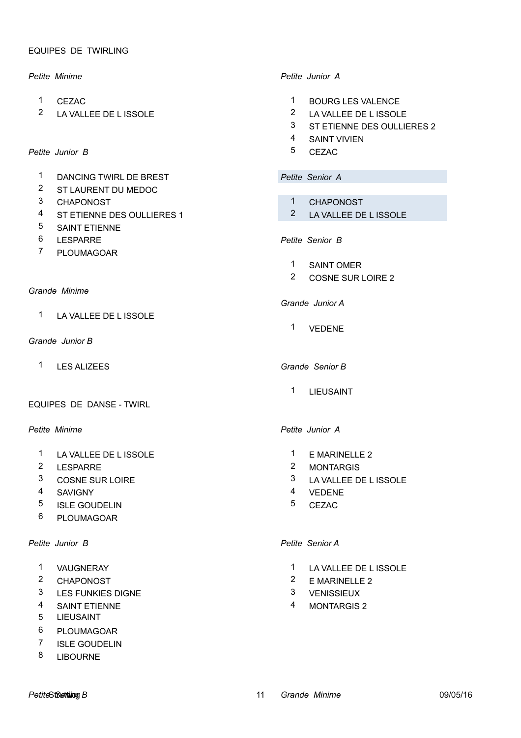## EQUIPES DE TWIRLING

*Petite Minime*

1. CEZAC
2. LA VALLEE DE L ISSOLE

*Petite Junior B*

1. DANCING TWIRL DE BREST
2. ST LAURENT DU MEDOC
3. CHAPONOST
4. ST ETIENNE DES OULLIERES 1
5. SAINT ETIENNE
6. LESPARRE
7. PLOUMAGOAR

*Grande Minime*

1. LA VALLEE DE L ISSOLE

*Grande Junior B*

1. LES ALIZEES

*Petite Junior A*

1. BOURG LES VALENCE
2. LA VALLEE DE L ISSOLE
3. ST ETIENNE DES OULLIERES 2
4. SAINT VIVIEN
5. CEZAC

*Petite Senior A*

1. CHAPONOST
2. LA VALLEE DE L ISSOLE

*Petite Senior B*

1. SAINT OMER
2. COSNE SUR LOIRE 2

*Grande Junior A*

1. VEDENE

*Grande Senior B*

1. LIEUSAINT

## EQUIPES DE DANSE - TWIRL

*Petite Minime*

1. LA VALLEE DE L ISSOLE
2. LESPARRE
3. COSNE SUR LOIRE
4. SAVIGNY
5. ISLE GOUDELIN
6. PLOUMAGOAR

*Petite Junior B*

1. VAUGNERAY
2. CHAPONOST
3. LES FUNKIES DIGNE
4. SAINT ETIENNE
5. LIEUSAINT
6. PLOUMAGOAR
7. ISLE GOUDELIN
8. LIBOURNE

*Petite Junior A*

1. E MARINELLE 2
2. MONTARGIS
3. LA VALLEE DE L ISSOLE
4. VEDENE
5. CEZAC

*Petite Senior A*

1. LA VALLEE DE L ISSOLE
2. E MARINELLE 2
3. VENISSIEUX
4. MONTARGIS 2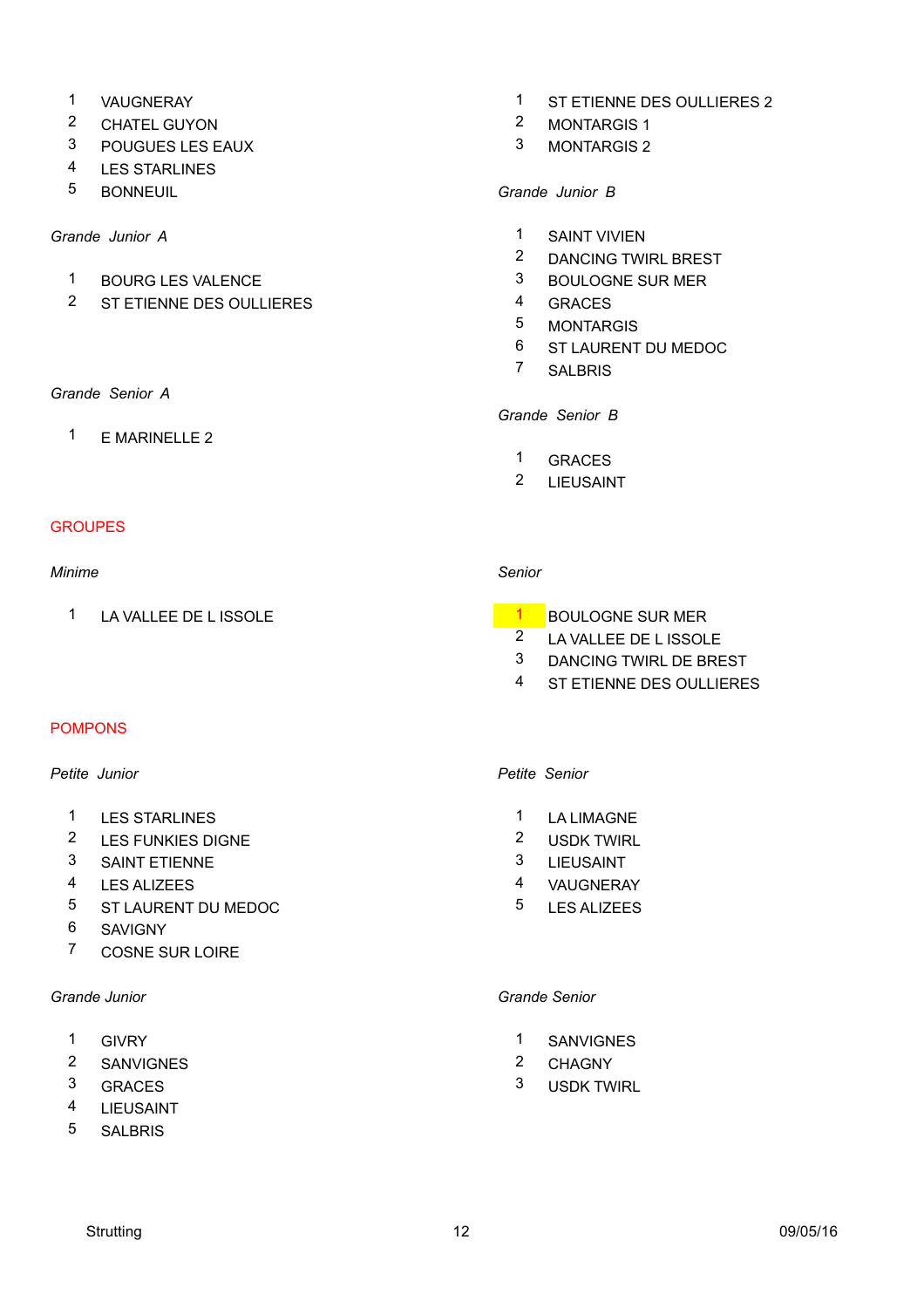1. VAUGNERAY
2. CHATEL GUYON
3. POUGUES LES EAUX
4. LES STARLINES
5. BONNEUIL

*Grande Junior A*

1. BOURG LES VALENCE
2. ST ETIENNE DES OULLIERES

*Grande Senior A*

1. E MARINELLE 2

1. ST ETIENNE DES OULLIERES 2
2. MONTARGIS 1
3. MONTARGIS 2

*Grande Junior B*

1. SAINT VIVIEN
2. DANCING TWIRL BREST
3. BOULOGNE SUR MER
4. GRACES
5. MONTARGIS
6. ST LAURENT DU MEDOC
7. SALBRIS

*Grande Senior B*

1. GRACES
2. LIEUSAINT

## GROUPES

*Minime*

1. LA VALLEE DE L ISSOLE

*Senior*

1. BOULOGNE SUR MER
2. LA VALLEE DE L ISSOLE
3. DANCING TWIRL DE BREST
4. ST ETIENNE DES OULLIERES

## POMPONS

*Petite Junior*

1. LES STARLINES
2. LES FUNKIES DIGNE
3. SAINT ETIENNE
4. LES ALIZEES
5. ST LAURENT DU MEDOC
6. SAVIGNY
7. COSNE SUR LOIRE

*Petite Senior*

1. LA LIMAGNE
2. USDK TWIRL
3. LIEUSAINT
4. VAUGNERAY
5. LES ALIZEES

*Grande Junior*

1. GIVRY
2. SANVIGNES
3. GRACES
4. LIEUSAINT
5. SALBRIS

*Grande Senior*

1. SANVIGNES
2. CHAGNY
3. USDK TWIRL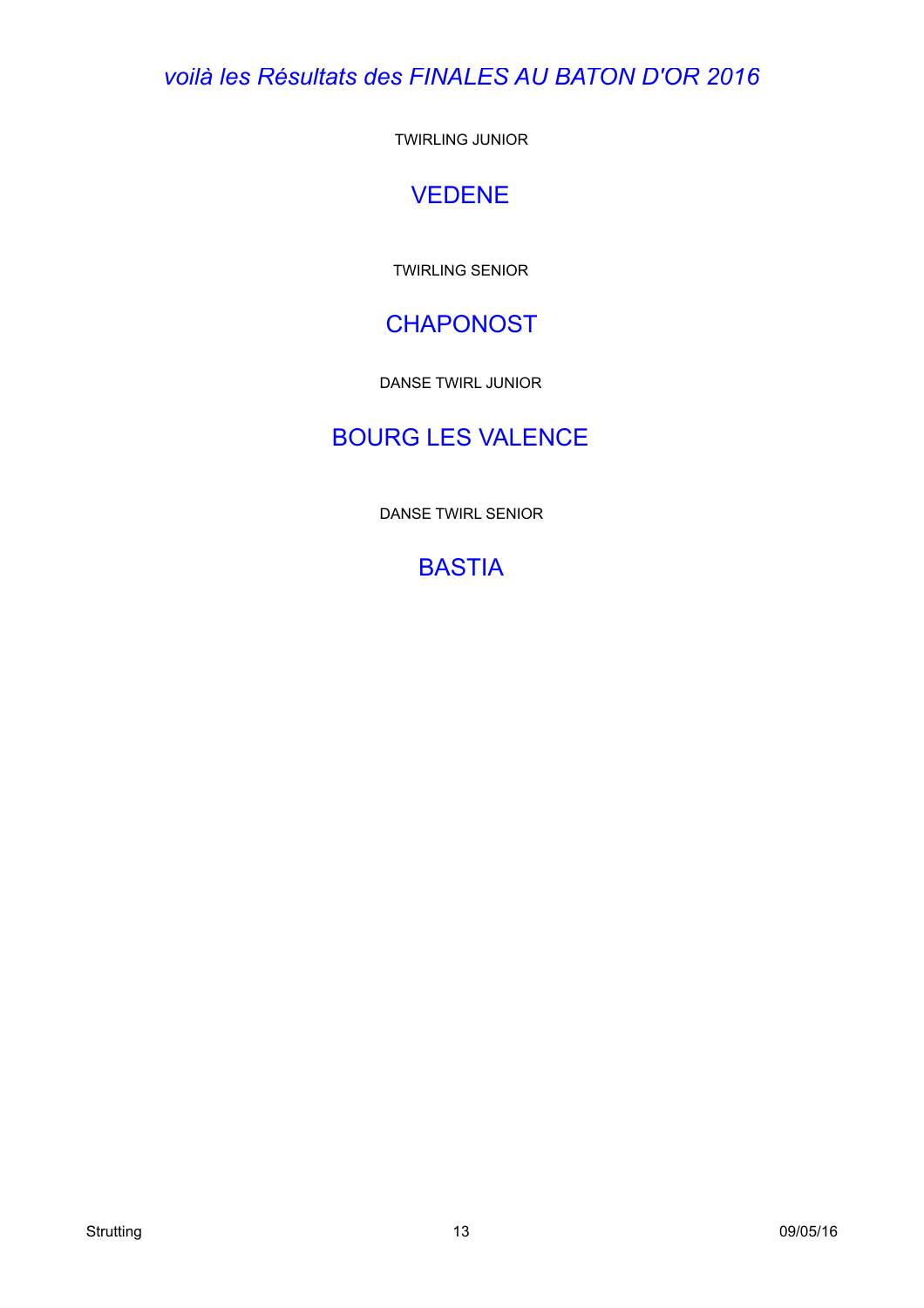*voilà les Résultats des FINALES AU BATON D'OR 2016*

TWIRLING JUNIOR

## VEDENE

TWIRLING SENIOR

## CHAPONOST

DANSE TWIRL JUNIOR

## BOURG LES VALENCE

DANSE TWIRL SENIOR

## BASTIA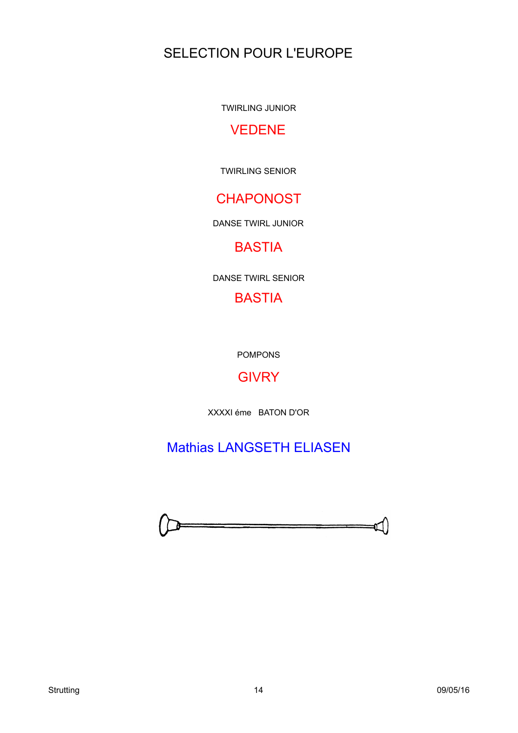# SELECTION POUR L'EUROPE

TWIRLING JUNIOR

VEDENE

TWIRLING SENIOR

CHAPONOST

DANSE TWIRL JUNIOR

BASTIA

DANSE TWIRL SENIOR

BASTIA

POMPONS

GIVRY

XXXXI éme   BATON D'OR

Mathias LANGSETH ELIASEN